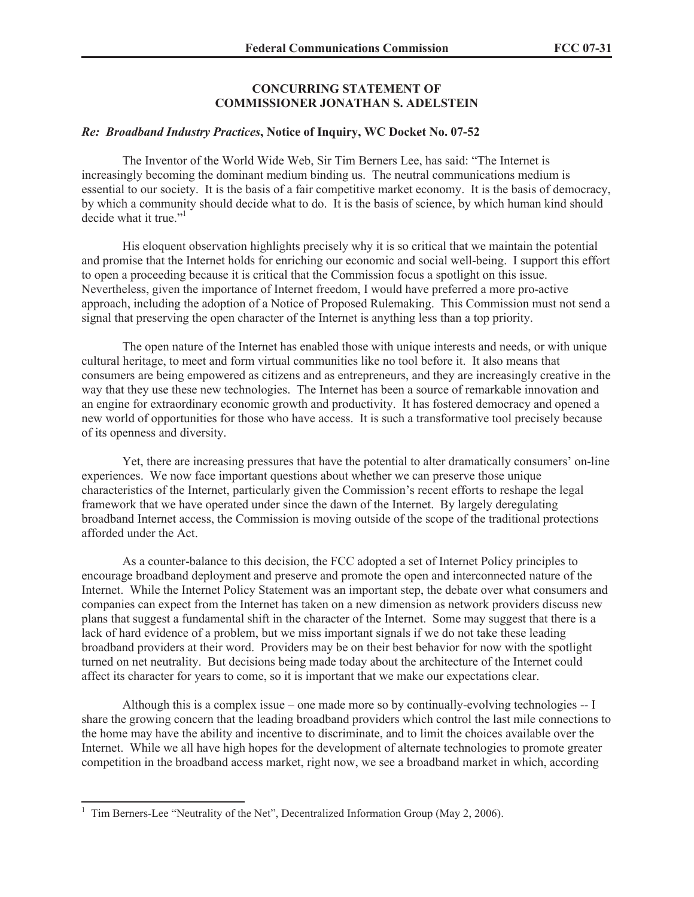**CONCURRING STATEMENT OF**
**COMMISSIONER JONATHAN S. ADELSTEIN**

***Re: Broadband Industry Practices*, Notice of Inquiry, WC Docket No. 07-52**

The Inventor of the World Wide Web, Sir Tim Berners Lee, has said: "The Internet is increasingly becoming the dominant medium binding us. The neutral communications medium is essential to our society. It is the basis of a fair competitive market economy. It is the basis of democracy, by which a community should decide what to do. It is the basis of science, by which human kind should decide what it true."[1]

His eloquent observation highlights precisely why it is so critical that we maintain the potential and promise that the Internet holds for enriching our economic and social well-being. I support this effort to open a proceeding because it is critical that the Commission focus a spotlight on this issue. Nevertheless, given the importance of Internet freedom, I would have preferred a more pro-active approach, including the adoption of a Notice of Proposed Rulemaking. This Commission must not send a signal that preserving the open character of the Internet is anything less than a top priority.

The open nature of the Internet has enabled those with unique interests and needs, or with unique cultural heritage, to meet and form virtual communities like no tool before it. It also means that consumers are being empowered as citizens and as entrepreneurs, and they are increasingly creative in the way that they use these new technologies. The Internet has been a source of remarkable innovation and an engine for extraordinary economic growth and productivity. It has fostered democracy and opened a new world of opportunities for those who have access. It is such a transformative tool precisely because of its openness and diversity.

Yet, there are increasing pressures that have the potential to alter dramatically consumers' on-line experiences. We now face important questions about whether we can preserve those unique characteristics of the Internet, particularly given the Commission's recent efforts to reshape the legal framework that we have operated under since the dawn of the Internet. By largely deregulating broadband Internet access, the Commission is moving outside of the scope of the traditional protections afforded under the Act.

As a counter-balance to this decision, the FCC adopted a set of Internet Policy principles to encourage broadband deployment and preserve and promote the open and interconnected nature of the Internet. While the Internet Policy Statement was an important step, the debate over what consumers and companies can expect from the Internet has taken on a new dimension as network providers discuss new plans that suggest a fundamental shift in the character of the Internet. Some may suggest that there is a lack of hard evidence of a problem, but we miss important signals if we do not take these leading broadband providers at their word. Providers may be on their best behavior for now with the spotlight turned on net neutrality. But decisions being made today about the architecture of the Internet could affect its character for years to come, so it is important that we make our expectations clear.

Although this is a complex issue – one made more so by continually-evolving technologies -- I share the growing concern that the leading broadband providers which control the last mile connections to the home may have the ability and incentive to discriminate, and to limit the choices available over the Internet. While we all have high hopes for the development of alternate technologies to promote greater competition in the broadband access market, right now, we see a broadband market in which, according

[1] Tim Berners-Lee "Neutrality of the Net", Decentralized Information Group (May 2, 2006).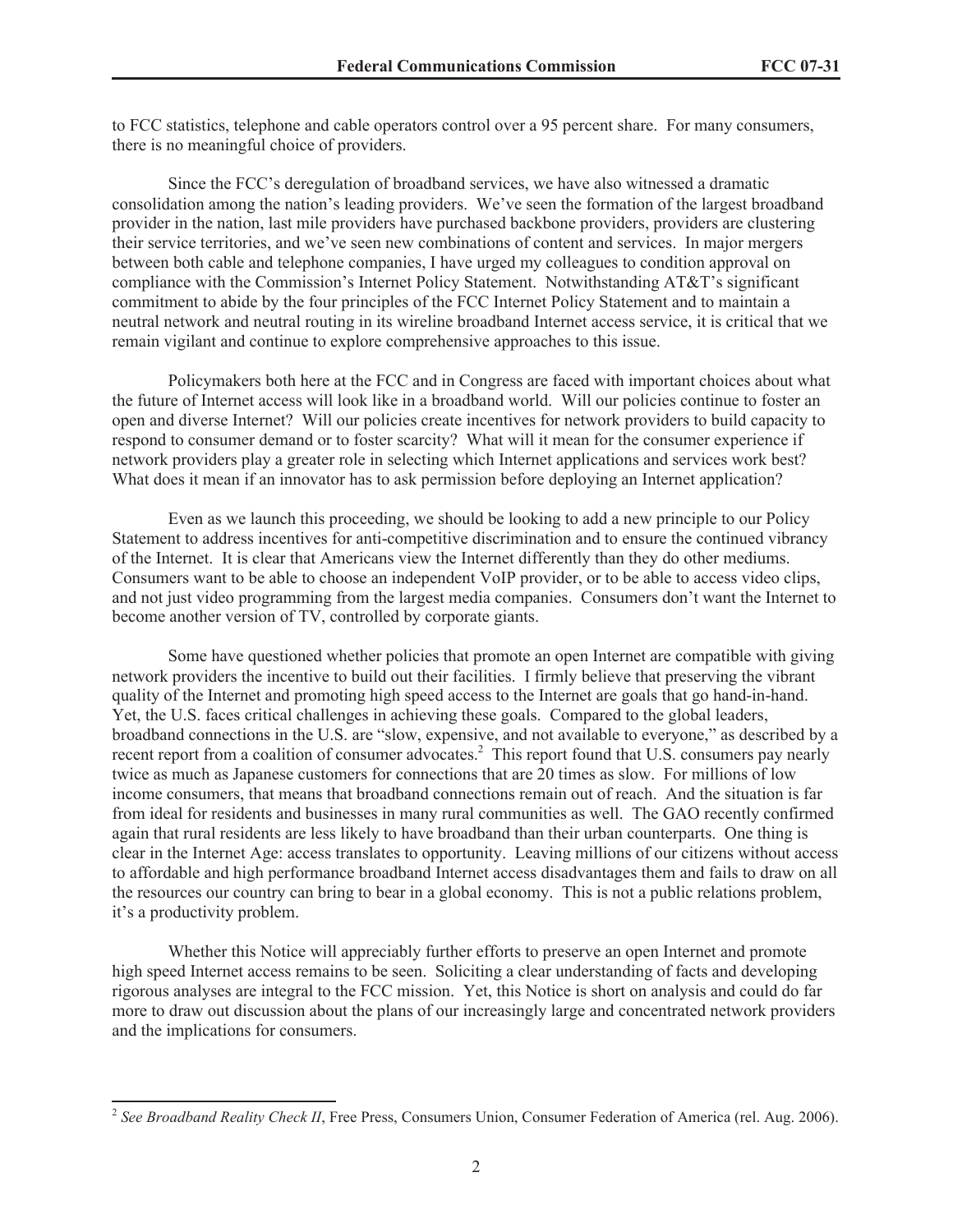to FCC statistics, telephone and cable operators control over a 95 percent share. For many consumers, there is no meaningful choice of providers.

Since the FCC's deregulation of broadband services, we have also witnessed a dramatic consolidation among the nation's leading providers. We've seen the formation of the largest broadband provider in the nation, last mile providers have purchased backbone providers, providers are clustering their service territories, and we've seen new combinations of content and services. In major mergers between both cable and telephone companies, I have urged my colleagues to condition approval on compliance with the Commission's Internet Policy Statement. Notwithstanding AT&T's significant commitment to abide by the four principles of the FCC Internet Policy Statement and to maintain a neutral network and neutral routing in its wireline broadband Internet access service, it is critical that we remain vigilant and continue to explore comprehensive approaches to this issue.

Policymakers both here at the FCC and in Congress are faced with important choices about what the future of Internet access will look like in a broadband world. Will our policies continue to foster an open and diverse Internet? Will our policies create incentives for network providers to build capacity to respond to consumer demand or to foster scarcity? What will it mean for the consumer experience if network providers play a greater role in selecting which Internet applications and services work best? What does it mean if an innovator has to ask permission before deploying an Internet application?

Even as we launch this proceeding, we should be looking to add a new principle to our Policy Statement to address incentives for anti-competitive discrimination and to ensure the continued vibrancy of the Internet. It is clear that Americans view the Internet differently than they do other mediums. Consumers want to be able to choose an independent VoIP provider, or to be able to access video clips, and not just video programming from the largest media companies. Consumers don't want the Internet to become another version of TV, controlled by corporate giants.

Some have questioned whether policies that promote an open Internet are compatible with giving network providers the incentive to build out their facilities. I firmly believe that preserving the vibrant quality of the Internet and promoting high speed access to the Internet are goals that go hand-in-hand. Yet, the U.S. faces critical challenges in achieving these goals. Compared to the global leaders, broadband connections in the U.S. are "slow, expensive, and not available to everyone," as described by a recent report from a coalition of consumer advocates.[2] This report found that U.S. consumers pay nearly twice as much as Japanese customers for connections that are 20 times as slow. For millions of low income consumers, that means that broadband connections remain out of reach. And the situation is far from ideal for residents and businesses in many rural communities as well. The GAO recently confirmed again that rural residents are less likely to have broadband than their urban counterparts. One thing is clear in the Internet Age: access translates to opportunity. Leaving millions of our citizens without access to affordable and high performance broadband Internet access disadvantages them and fails to draw on all the resources our country can bring to bear in a global economy. This is not a public relations problem, it's a productivity problem.

Whether this Notice will appreciably further efforts to preserve an open Internet and promote high speed Internet access remains to be seen. Soliciting a clear understanding of facts and developing rigorous analyses are integral to the FCC mission. Yet, this Notice is short on analysis and could do far more to draw out discussion about the plans of our increasingly large and concentrated network providers and the implications for consumers.

[2] *See Broadband Reality Check II*, Free Press, Consumers Union, Consumer Federation of America (rel. Aug. 2006).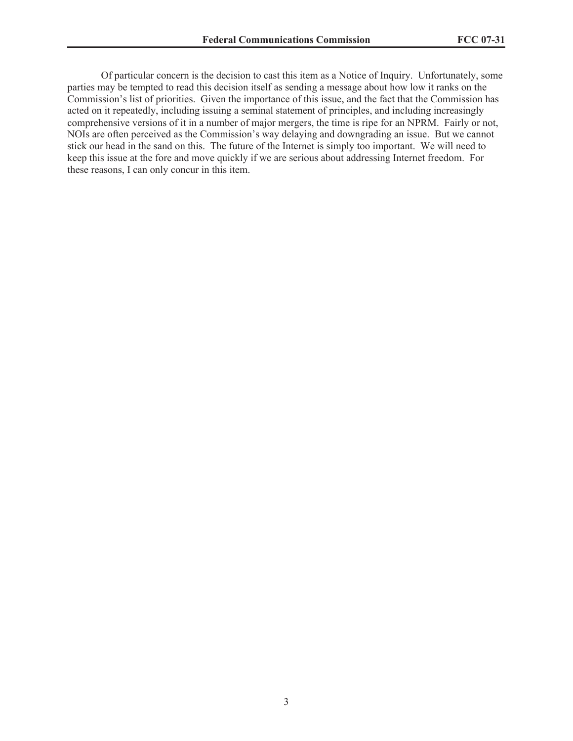Of particular concern is the decision to cast this item as a Notice of Inquiry. Unfortunately, some parties may be tempted to read this decision itself as sending a message about how low it ranks on the Commission's list of priorities. Given the importance of this issue, and the fact that the Commission has acted on it repeatedly, including issuing a seminal statement of principles, and including increasingly comprehensive versions of it in a number of major mergers, the time is ripe for an NPRM. Fairly or not, NOIs are often perceived as the Commission's way delaying and downgrading an issue. But we cannot stick our head in the sand on this. The future of the Internet is simply too important. We will need to keep this issue at the fore and move quickly if we are serious about addressing Internet freedom. For these reasons, I can only concur in this item.